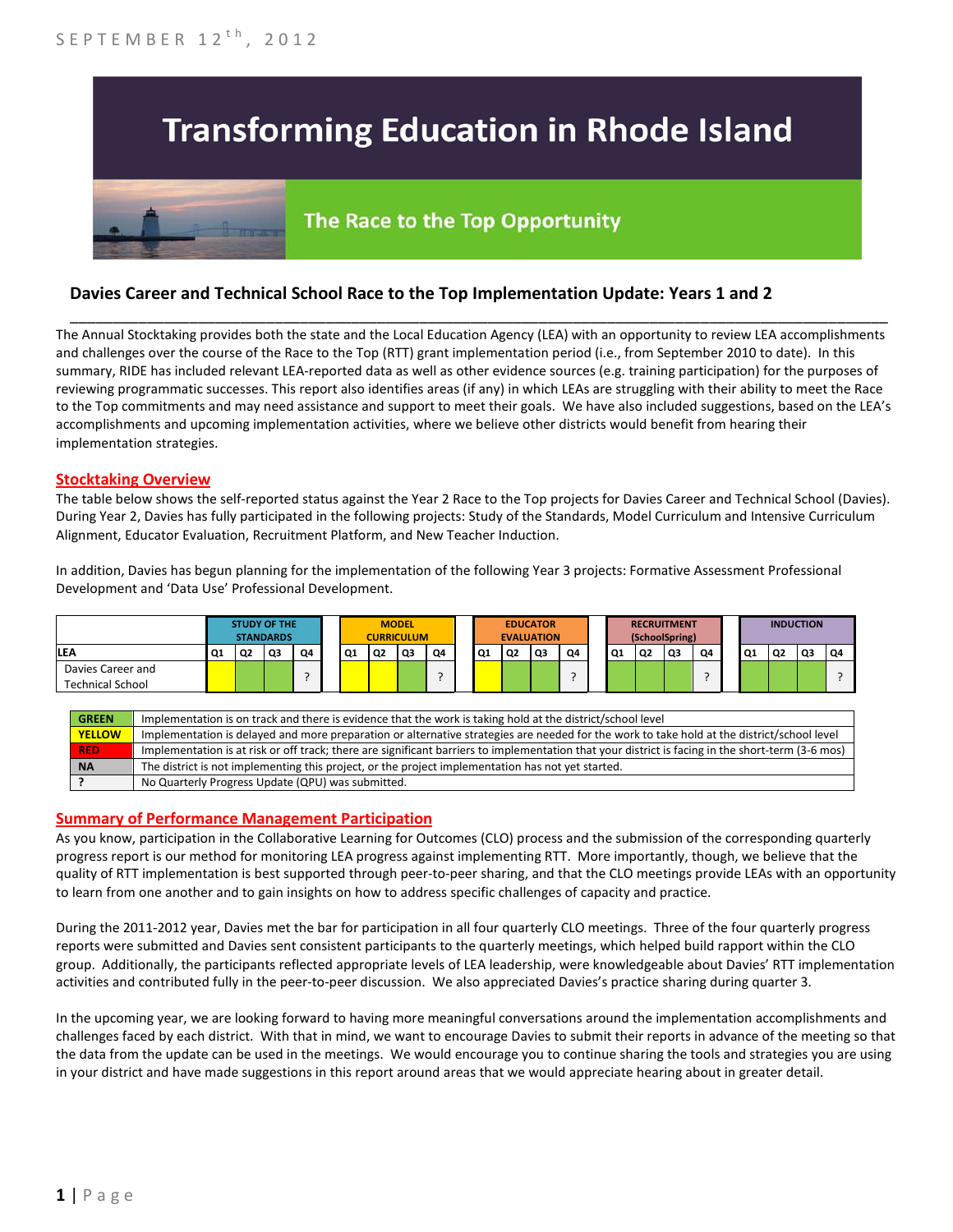SEPTEMBER 12th, 2012

# Transforming Education in Rhode Island

## The Race to the Top Opportunity

### Davies Career and Technical School Race to the Top Implementation Update: Years 1 and 2

The Annual Stocktaking provides both the state and the Local Education Agency (LEA) with an opportunity to review LEA accomplishments and challenges over the course of the Race to the Top (RTT) grant implementation period (i.e., from September 2010 to date). In this summary, RIDE has included relevant LEA-reported data as well as other evidence sources (e.g. training participation) for the purposes of reviewing programmatic successes. This report also identifies areas (if any) in which LEAs are struggling with their ability to meet the Race to the Top commitments and may need assistance and support to meet their goals. We have also included suggestions, based on the LEA's accomplishments and upcoming implementation activities, where we believe other districts would benefit from hearing their implementation strategies.

## Stocktaking Overview

The table below shows the self-reported status against the Year 2 Race to the Top projects for Davies Career and Technical School (Davies). During Year 2, Davies has fully participated in the following projects: Study of the Standards, Model Curriculum and Intensive Curriculum Alignment, Educator Evaluation, Recruitment Platform, and New Teacher Induction.

In addition, Davies has begun planning for the implementation of the following Year 3 projects: Formative Assessment Professional Development and 'Data Use' Professional Development.

| | STUDY OF THE STANDARDS | | | | MODEL CURRICULUM | | | | EDUCATOR EVALUATION | | | | RECRUITMENT (SchoolSpring) | | | | INDUCTION | | | |
|---|---|---|---|---|---|---|---|---|---|---|---|---|---|---|---|---|---|---|---|---|
| LEA | Q1 | Q2 | Q3 | Q4 | Q1 | Q2 | Q3 | Q4 | Q1 | Q2 | Q3 | Q4 | Q1 | Q2 | Q3 | Q4 | Q1 | Q2 | Q3 | Q4 |
| Davies Career and Technical School | YELLOW | GREEN | GREEN | ? | YELLOW | YELLOW | GREEN | ? | YELLOW | GREEN | GREEN | ? | GREEN | GREEN | GREEN | ? | GREEN | GREEN | GREEN | ? |

| | |
|---|---|
| GREEN | Implementation is on track and there is evidence that the work is taking hold at the district/school level |
| YELLOW | Implementation is delayed and more preparation or alternative strategies are needed for the work to take hold at the district/school level |
| RED | Implementation is at risk or off track; there are significant barriers to implementation that your district is facing in the short-term (3-6 mos) |
| NA | The district is not implementing this project, or the project implementation has not yet started. |
| ? | No Quarterly Progress Update (QPU) was submitted. |

## Summary of Performance Management Participation

As you know, participation in the Collaborative Learning for Outcomes (CLO) process and the submission of the corresponding quarterly progress report is our method for monitoring LEA progress against implementing RTT. More importantly, though, we believe that the quality of RTT implementation is best supported through peer-to-peer sharing, and that the CLO meetings provide LEAs with an opportunity to learn from one another and to gain insights on how to address specific challenges of capacity and practice.

During the 2011-2012 year, Davies met the bar for participation in all four quarterly CLO meetings. Three of the four quarterly progress reports were submitted and Davies sent consistent participants to the quarterly meetings, which helped build rapport within the CLO group. Additionally, the participants reflected appropriate levels of LEA leadership, were knowledgeable about Davies' RTT implementation activities and contributed fully in the peer-to-peer discussion. We also appreciated Davies's practice sharing during quarter 3.

In the upcoming year, we are looking forward to having more meaningful conversations around the implementation accomplishments and challenges faced by each district. With that in mind, we want to encourage Davies to submit their reports in advance of the meeting so that the data from the update can be used in the meetings. We would encourage you to continue sharing the tools and strategies you are using in your district and have made suggestions in this report around areas that we would appreciate hearing about in greater detail.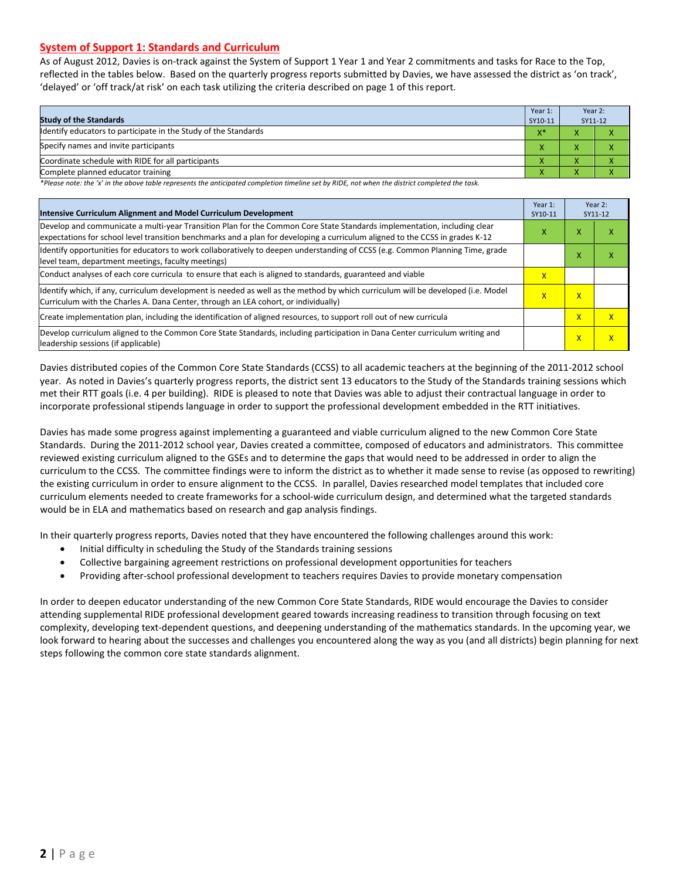## System of Support 1: Standards and Curriculum

As of August 2012, Davies is on-track against the System of Support 1 Year 1 and Year 2 commitments and tasks for Race to the Top, reflected in the tables below. Based on the quarterly progress reports submitted by Davies, we have assessed the district as 'on track', 'delayed' or 'off track/at risk' on each task utilizing the criteria described on page 1 of this report.

| Study of the Standards | Year 1: SY10-11 | Year 2: SY11-12 | |
|---|---|---|---|
| Identify educators to participate in the Study of the Standards | X* | X | X |
| Specify names and invite participants | X | X | X |
| Coordinate schedule with RIDE for all participants | X | X | X |
| Complete planned educator training | X | X | X |

*Please note: the 'x' in the above table represents the anticipated completion timeline set by RIDE, not when the district completed the task.

| Intensive Curriculum Alignment and Model Curriculum Development | Year 1: SY10-11 | Year 2: SY11-12 | |
|---|---|---|---|
| Develop and communicate a multi-year Transition Plan for the Common Core State Standards implementation, including clear expectations for school level transition benchmarks and a plan for developing a curriculum aligned to the CCSS in grades K-12 | X | X | X |
| Identify opportunities for educators to work collaboratively to deepen understanding of CCSS (e.g. Common Planning Time, grade level team, department meetings, faculty meetings) | | X | X |
| Conduct analyses of each core curricula to ensure that each is aligned to standards, guaranteed and viable | X | | |
| Identify which, if any, curriculum development is needed as well as the method by which curriculum will be developed (i.e. Model Curriculum with the Charles A. Dana Center, through an LEA cohort, or individually) | X | X | |
| Create implementation plan, including the identification of aligned resources, to support roll out of new curricula | | X | X |
| Develop curriculum aligned to the Common Core State Standards, including participation in Dana Center curriculum writing and leadership sessions (if applicable) | | X | X |

Davies distributed copies of the Common Core State Standards (CCSS) to all academic teachers at the beginning of the 2011-2012 school year. As noted in Davies's quarterly progress reports, the district sent 13 educators to the Study of the Standards training sessions which met their RTT goals (i.e. 4 per building). RIDE is pleased to note that Davies was able to adjust their contractual language in order to incorporate professional stipends language in order to support the professional development embedded in the RTT initiatives.

Davies has made some progress against implementing a guaranteed and viable curriculum aligned to the new Common Core State Standards. During the 2011-2012 school year, Davies created a committee, composed of educators and administrators. This committee reviewed existing curriculum aligned to the GSEs and to determine the gaps that would need to be addressed in order to align the curriculum to the CCSS. The committee findings were to inform the district as to whether it made sense to revise (as opposed to rewriting) the existing curriculum in order to ensure alignment to the CCSS. In parallel, Davies researched model templates that included core curriculum elements needed to create frameworks for a school-wide curriculum design, and determined what the targeted standards would be in ELA and mathematics based on research and gap analysis findings.

In their quarterly progress reports, Davies noted that they have encountered the following challenges around this work:

- Initial difficulty in scheduling the Study of the Standards training sessions
- Collective bargaining agreement restrictions on professional development opportunities for teachers
- Providing after-school professional development to teachers requires Davies to provide monetary compensation

In order to deepen educator understanding of the new Common Core State Standards, RIDE would encourage the Davies to consider attending supplemental RIDE professional development geared towards increasing readiness to transition through focusing on text complexity, developing text-dependent questions, and deepening understanding of the mathematics standards. In the upcoming year, we look forward to hearing about the successes and challenges you encountered along the way as you (and all districts) begin planning for next steps following the common core state standards alignment.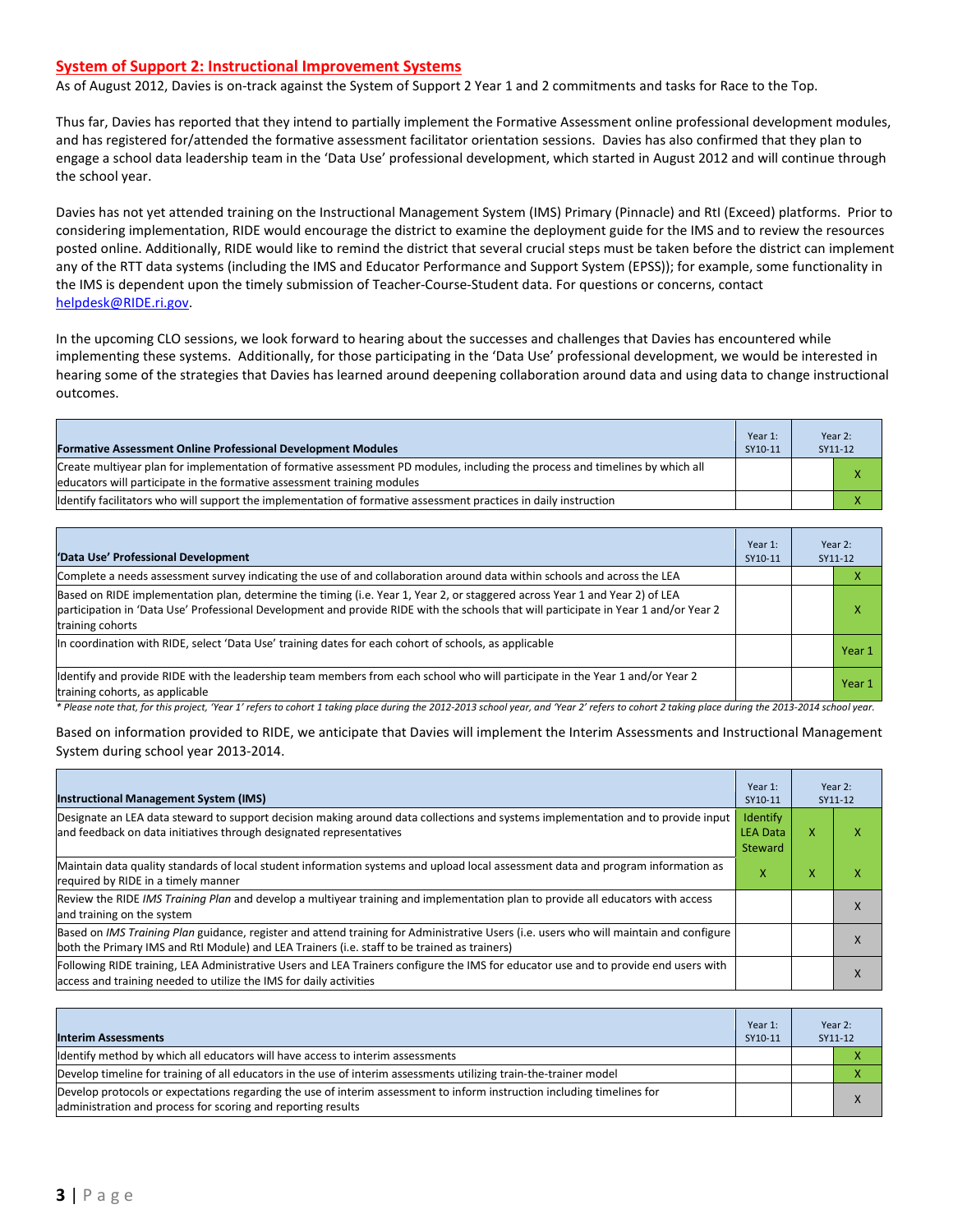## System of Support 2: Instructional Improvement Systems

As of August 2012, Davies is on-track against the System of Support 2 Year 1 and 2 commitments and tasks for Race to the Top.

Thus far, Davies has reported that they intend to partially implement the Formative Assessment online professional development modules, and has registered for/attended the formative assessment facilitator orientation sessions. Davies has also confirmed that they plan to engage a school data leadership team in the 'Data Use' professional development, which started in August 2012 and will continue through the school year.

Davies has not yet attended training on the Instructional Management System (IMS) Primary (Pinnacle) and RtI (Exceed) platforms. Prior to considering implementation, RIDE would encourage the district to examine the deployment guide for the IMS and to review the resources posted online. Additionally, RIDE would like to remind the district that several crucial steps must be taken before the district can implement any of the RTT data systems (including the IMS and Educator Performance and Support System (EPSS)); for example, some functionality in the IMS is dependent upon the timely submission of Teacher-Course-Student data. For questions or concerns, contact helpdesk@RIDE.ri.gov.

In the upcoming CLO sessions, we look forward to hearing about the successes and challenges that Davies has encountered while implementing these systems. Additionally, for those participating in the 'Data Use' professional development, we would be interested in hearing some of the strategies that Davies has learned around deepening collaboration around data and using data to change instructional outcomes.

| Formative Assessment Online Professional Development Modules | Year 1: SY10-11 | Year 2: SY11-12 | |
|---|---|---|---|
| Create multiyear plan for implementation of formative assessment PD modules, including the process and timelines by which all educators will participate in the formative assessment training modules | | | X |
| Identify facilitators who will support the implementation of formative assessment practices in daily instruction | | | X |

| 'Data Use' Professional Development | Year 1: SY10-11 | Year 2: SY11-12 | |
|---|---|---|---|
| Complete a needs assessment survey indicating the use of and collaboration around data within schools and across the LEA | | | X |
| Based on RIDE implementation plan, determine the timing (i.e. Year 1, Year 2, or staggered across Year 1 and Year 2) of LEA participation in 'Data Use' Professional Development and provide RIDE with the schools that will participate in Year 1 and/or Year 2 training cohorts | | | X |
| In coordination with RIDE, select 'Data Use' training dates for each cohort of schools, as applicable | | | Year 1 |
| Identify and provide RIDE with the leadership team members from each school who will participate in the Year 1 and/or Year 2 training cohorts, as applicable | | | Year 1 |

*\* Please note that, for this project, 'Year 1' refers to cohort 1 taking place during the 2012-2013 school year, and 'Year 2' refers to cohort 2 taking place during the 2013-2014 school year.*

Based on information provided to RIDE, we anticipate that Davies will implement the Interim Assessments and Instructional Management System during school year 2013-2014.

| Instructional Management System (IMS) | Year 1: SY10-11 | Year 2: SY11-12 | |
|---|---|---|---|
| Designate an LEA data steward to support decision making around data collections and systems implementation and to provide input and feedback on data initiatives through designated representatives | Identify LEA Data Steward | X | X |
| Maintain data quality standards of local student information systems and upload local assessment data and program information as required by RIDE in a timely manner | X | X | X |
| Review the RIDE *IMS Training Plan* and develop a multiyear training and implementation plan to provide all educators with access and training on the system | | | X |
| Based on *IMS Training Plan* guidance, register and attend training for Administrative Users (i.e. users who will maintain and configure both the Primary IMS and RtI Module) and LEA Trainers (i.e. staff to be trained as trainers) | | | X |
| Following RIDE training, LEA Administrative Users and LEA Trainers configure the IMS for educator use and to provide end users with access and training needed to utilize the IMS for daily activities | | | X |

| Interim Assessments | Year 1: SY10-11 | Year 2: SY11-12 | |
|---|---|---|---|
| Identify method by which all educators will have access to interim assessments | | | X |
| Develop timeline for training of all educators in the use of interim assessments utilizing train-the-trainer model | | | X |
| Develop protocols or expectations regarding the use of interim assessment to inform instruction including timelines for administration and process for scoring and reporting results | | | X |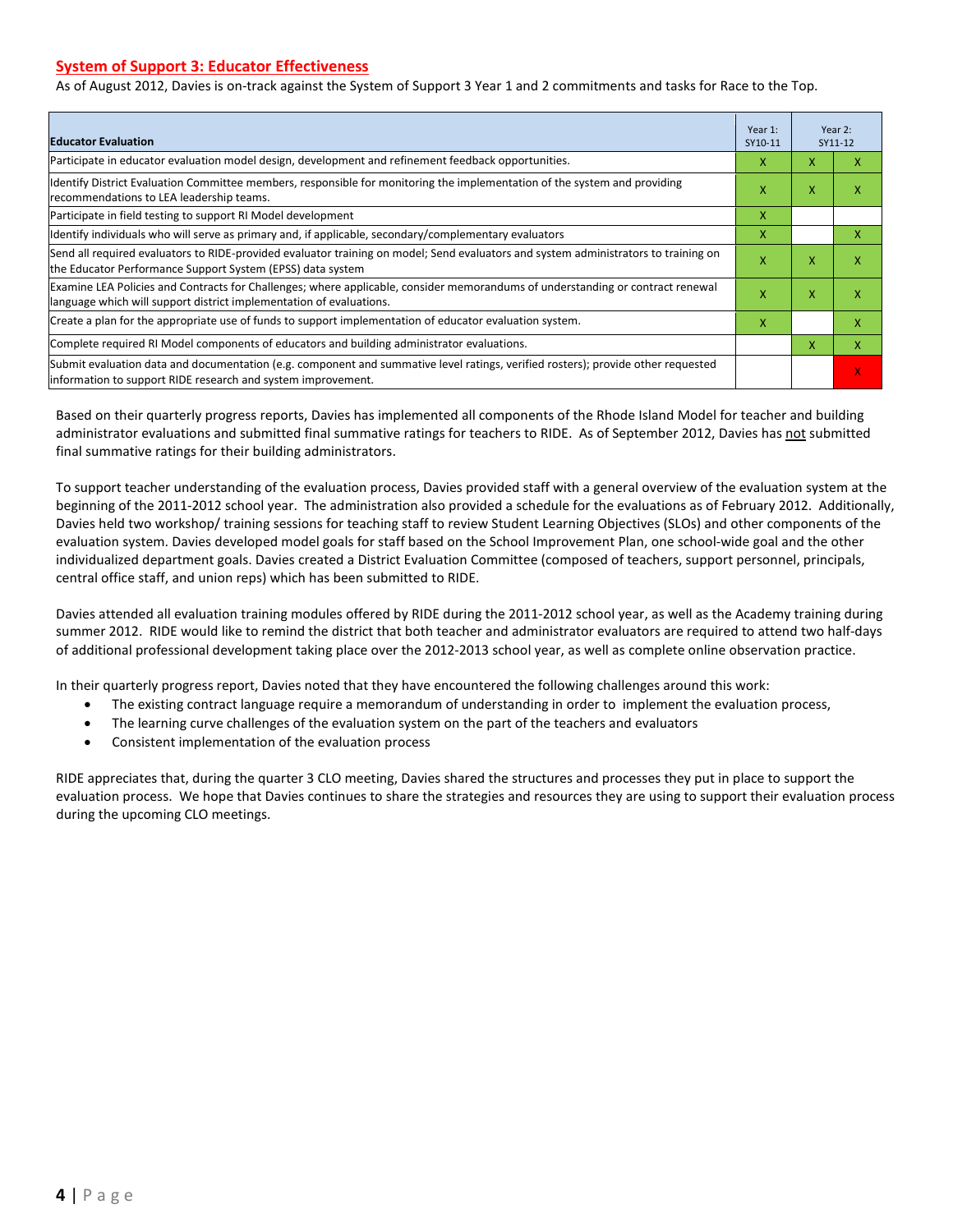## System of Support 3: Educator Effectiveness

As of August 2012, Davies is on-track against the System of Support 3 Year 1 and 2 commitments and tasks for Race to the Top.

| Educator Evaluation | Year 1: SY10-11 | Year 2: SY11-12 | |
|---|---|---|---|
| Participate in educator evaluation model design, development and refinement feedback opportunities. | X | X | X |
| Identify District Evaluation Committee members, responsible for monitoring the implementation of the system and providing recommendations to LEA leadership teams. | X | X | X |
| Participate in field testing to support RI Model development | X | | |
| Identify individuals who will serve as primary and, if applicable, secondary/complementary evaluators | X | | X |
| Send all required evaluators to RIDE-provided evaluator training on model; Send evaluators and system administrators to training on the Educator Performance Support System (EPSS) data system | X | X | X |
| Examine LEA Policies and Contracts for Challenges; where applicable, consider memorandums of understanding or contract renewal language which will support district implementation of evaluations. | X | X | X |
| Create a plan for the appropriate use of funds to support implementation of educator evaluation system. | X | | X |
| Complete required RI Model components of educators and building administrator evaluations. | | X | X |
| Submit evaluation data and documentation (e.g. component and summative level ratings, verified rosters); provide other requested information to support RIDE research and system improvement. | | | X |

Based on their quarterly progress reports, Davies has implemented all components of the Rhode Island Model for teacher and building administrator evaluations and submitted final summative ratings for teachers to RIDE. As of September 2012, Davies has not submitted final summative ratings for their building administrators.

To support teacher understanding of the evaluation process, Davies provided staff with a general overview of the evaluation system at the beginning of the 2011-2012 school year. The administration also provided a schedule for the evaluations as of February 2012. Additionally, Davies held two workshop/ training sessions for teaching staff to review Student Learning Objectives (SLOs) and other components of the evaluation system. Davies developed model goals for staff based on the School Improvement Plan, one school-wide goal and the other individualized department goals. Davies created a District Evaluation Committee (composed of teachers, support personnel, principals, central office staff, and union reps) which has been submitted to RIDE.

Davies attended all evaluation training modules offered by RIDE during the 2011-2012 school year, as well as the Academy training during summer 2012. RIDE would like to remind the district that both teacher and administrator evaluators are required to attend two half-days of additional professional development taking place over the 2012-2013 school year, as well as complete online observation practice.

In their quarterly progress report, Davies noted that they have encountered the following challenges around this work:

- The existing contract language require a memorandum of understanding in order to implement the evaluation process,
- The learning curve challenges of the evaluation system on the part of the teachers and evaluators
- Consistent implementation of the evaluation process

RIDE appreciates that, during the quarter 3 CLO meeting, Davies shared the structures and processes they put in place to support the evaluation process. We hope that Davies continues to share the strategies and resources they are using to support their evaluation process during the upcoming CLO meetings.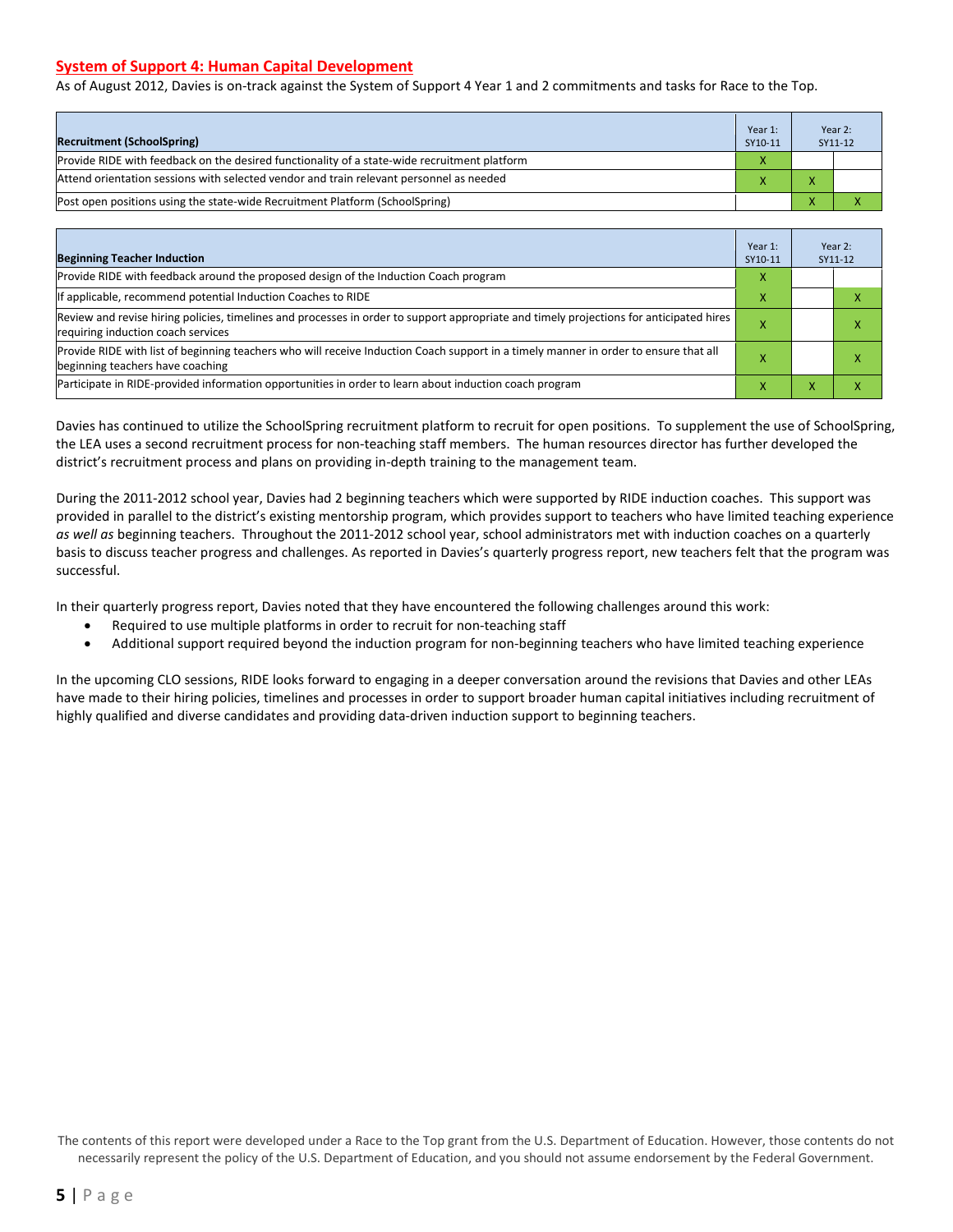## System of Support 4: Human Capital Development

As of August 2012, Davies is on-track against the System of Support 4 Year 1 and 2 commitments and tasks for Race to the Top.

| Recruitment (SchoolSpring) | Year 1: SY10-11 | Year 2: SY11-12 | |
|---|---|---|---|
| Provide RIDE with feedback on the desired functionality of a state-wide recruitment platform | X | | |
| Attend orientation sessions with selected vendor and train relevant personnel as needed | X | X | |
| Post open positions using the state-wide Recruitment Platform (SchoolSpring) | | X | X |

| Beginning Teacher Induction | Year 1: SY10-11 | Year 2: SY11-12 | |
|---|---|---|---|
| Provide RIDE with feedback around the proposed design of the Induction Coach program | X | | |
| If applicable, recommend potential Induction Coaches to RIDE | X | | X |
| Review and revise hiring policies, timelines and processes in order to support appropriate and timely projections for anticipated hires requiring induction coach services | X | | X |
| Provide RIDE with list of beginning teachers who will receive Induction Coach support in a timely manner in order to ensure that all beginning teachers have coaching | X | | X |
| Participate in RIDE-provided information opportunities in order to learn about induction coach program | X | X | X |

Davies has continued to utilize the SchoolSpring recruitment platform to recruit for open positions. To supplement the use of SchoolSpring, the LEA uses a second recruitment process for non-teaching staff members. The human resources director has further developed the district's recruitment process and plans on providing in-depth training to the management team.

During the 2011-2012 school year, Davies had 2 beginning teachers which were supported by RIDE induction coaches. This support was provided in parallel to the district's existing mentorship program, which provides support to teachers who have limited teaching experience *as well as* beginning teachers. Throughout the 2011-2012 school year, school administrators met with induction coaches on a quarterly basis to discuss teacher progress and challenges. As reported in Davies's quarterly progress report, new teachers felt that the program was successful.

In their quarterly progress report, Davies noted that they have encountered the following challenges around this work:

- Required to use multiple platforms in order to recruit for non-teaching staff
- Additional support required beyond the induction program for non-beginning teachers who have limited teaching experience

In the upcoming CLO sessions, RIDE looks forward to engaging in a deeper conversation around the revisions that Davies and other LEAs have made to their hiring policies, timelines and processes in order to support broader human capital initiatives including recruitment of highly qualified and diverse candidates and providing data-driven induction support to beginning teachers.

The contents of this report were developed under a Race to the Top grant from the U.S. Department of Education. However, those contents do not necessarily represent the policy of the U.S. Department of Education, and you should not assume endorsement by the Federal Government.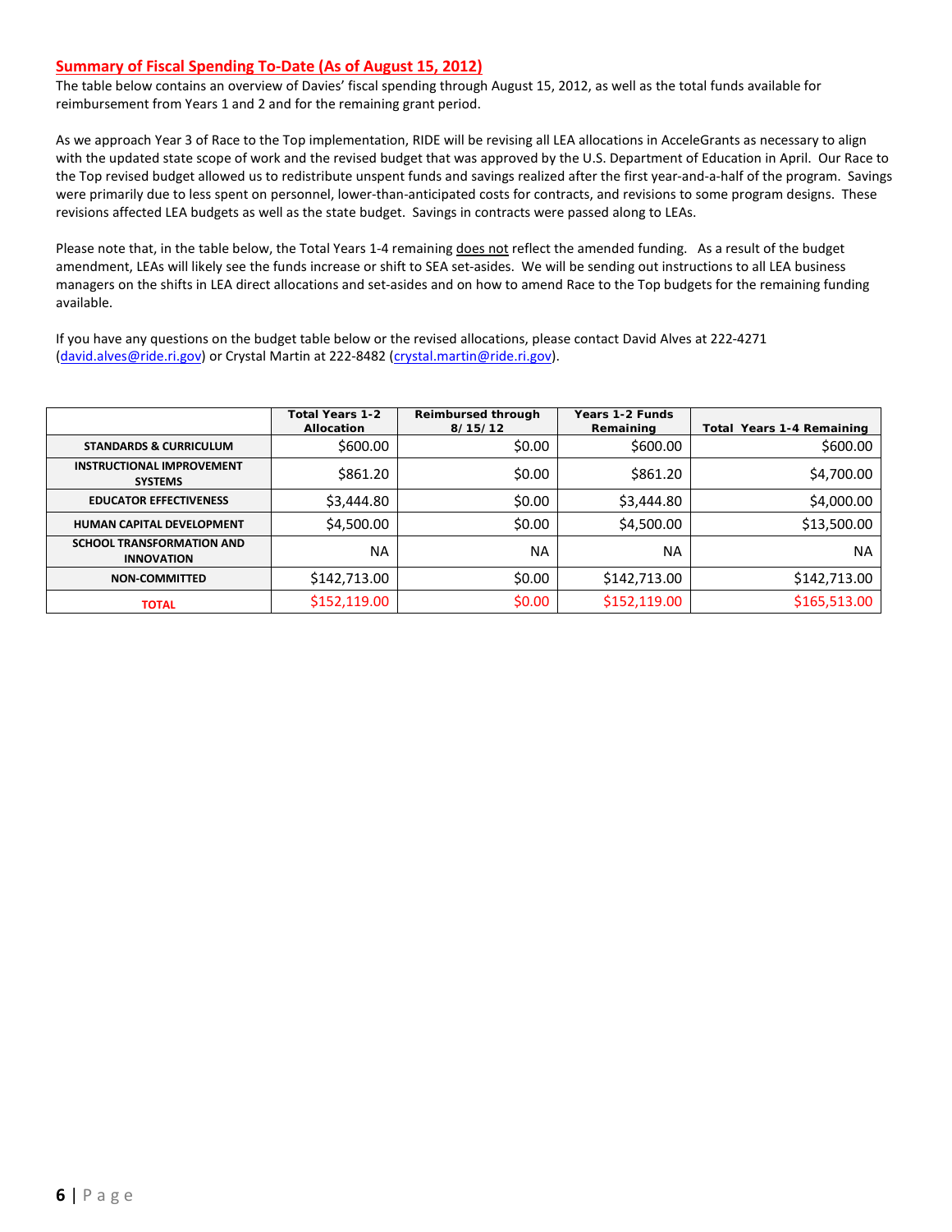## Summary of Fiscal Spending To-Date (As of August 15, 2012)

The table below contains an overview of Davies' fiscal spending through August 15, 2012, as well as the total funds available for reimbursement from Years 1 and 2 and for the remaining grant period.

As we approach Year 3 of Race to the Top implementation, RIDE will be revising all LEA allocations in AcceleGrants as necessary to align with the updated state scope of work and the revised budget that was approved by the U.S. Department of Education in April. Our Race to the Top revised budget allowed us to redistribute unspent funds and savings realized after the first year-and-a-half of the program. Savings were primarily due to less spent on personnel, lower-than-anticipated costs for contracts, and revisions to some program designs. These revisions affected LEA budgets as well as the state budget. Savings in contracts were passed along to LEAs.

Please note that, in the table below, the Total Years 1-4 remaining <u>does not</u> reflect the amended funding. As a result of the budget amendment, LEAs will likely see the funds increase or shift to SEA set-asides. We will be sending out instructions to all LEA business managers on the shifts in LEA direct allocations and set-asides and on how to amend Race to the Top budgets for the remaining funding available.

If you have any questions on the budget table below or the revised allocations, please contact David Alves at 222-4271 (david.alves@ride.ri.gov) or Crystal Martin at 222-8482 (crystal.martin@ride.ri.gov).

| | Total Years 1-2 Allocation | Reimbursed through 8/15/12 | Years 1-2 Funds Remaining | Total Years 1-4 Remaining |
|---|---|---|---|---|
| STANDARDS & CURRICULUM | $600.00 | $0.00 | $600.00 | $600.00 |
| INSTRUCTIONAL IMPROVEMENT SYSTEMS | $861.20 | $0.00 | $861.20 | $4,700.00 |
| EDUCATOR EFFECTIVENESS | $3,444.80 | $0.00 | $3,444.80 | $4,000.00 |
| HUMAN CAPITAL DEVELOPMENT | $4,500.00 | $0.00 | $4,500.00 | $13,500.00 |
| SCHOOL TRANSFORMATION AND INNOVATION | NA | NA | NA | NA |
| NON-COMMITTED | $142,713.00 | $0.00 | $142,713.00 | $142,713.00 |
| TOTAL | $152,119.00 | $0.00 | $152,119.00 | $165,513.00 |